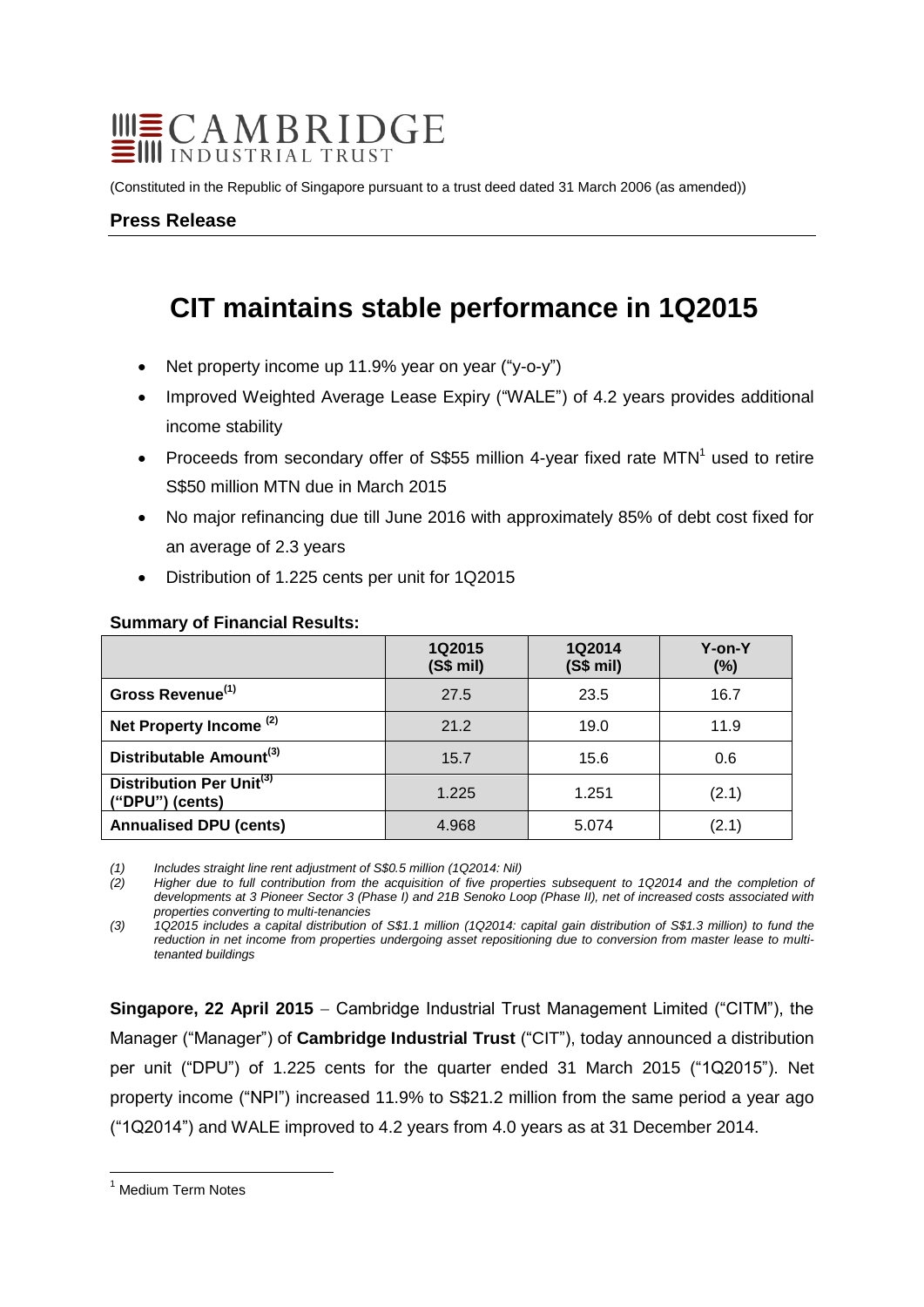# CAMBRIDGE INDUSTRIAL TRUST

(Constituted in the Republic of Singapore pursuant to a trust deed dated 31 March 2006 (as amended))

**Press Release**

## CIT maintains stable performance in 1Q2015

- Net property income up 11.9% year on year ("y-o-y")
- Improved Weighted Average Lease Expiry ("WALE") of 4.2 years provides additional income stability
- Proceeds from secondary offer of S$55 million 4-year fixed rate MTN[1] used to retire S$50 million MTN due in March 2015
- No major refinancing due till June 2016 with approximately 85% of debt cost fixed for an average of 2.3 years
- Distribution of 1.225 cents per unit for 1Q2015

**Summary of Financial Results:**

| | 1Q2015 (S$ mil) | 1Q2014 (S$ mil) | Y-on-Y (%) |
|---|---|---|---|
| **Gross Revenue[(1)]** | 27.5 | 23.5 | 16.7 |
| **Net Property Income [(2)]** | 21.2 | 19.0 | 11.9 |
| **Distributable Amount[(3)]** | 15.7 | 15.6 | 0.6 |
| **Distribution Per Unit[(3)] ("DPU") (cents)** | 1.225 | 1.251 | (2.1) |
| **Annualised DPU (cents)** | 4.968 | 5.074 | (2.1) |

*(1) Includes straight line rent adjustment of S$0.5 million (1Q2014: Nil)*

*(2) Higher due to full contribution from the acquisition of five properties subsequent to 1Q2014 and the completion of developments at 3 Pioneer Sector 3 (Phase I) and 21B Senoko Loop (Phase II), net of increased costs associated with properties converting to multi-tenancies*

*(3) 1Q2015 includes a capital distribution of S$1.1 million (1Q2014: capital gain distribution of S$1.3 million) to fund the reduction in net income from properties undergoing asset repositioning due to conversion from master lease to multi-tenanted buildings*

**Singapore, 22 April 2015** – Cambridge Industrial Trust Management Limited ("CITM"), the Manager ("Manager") of **Cambridge Industrial Trust** ("CIT"), today announced a distribution per unit ("DPU") of 1.225 cents for the quarter ended 31 March 2015 ("1Q2015"). Net property income ("NPI") increased 11.9% to S$21.2 million from the same period a year ago ("1Q2014") and WALE improved to 4.2 years from 4.0 years as at 31 December 2014.

[1] Medium Term Notes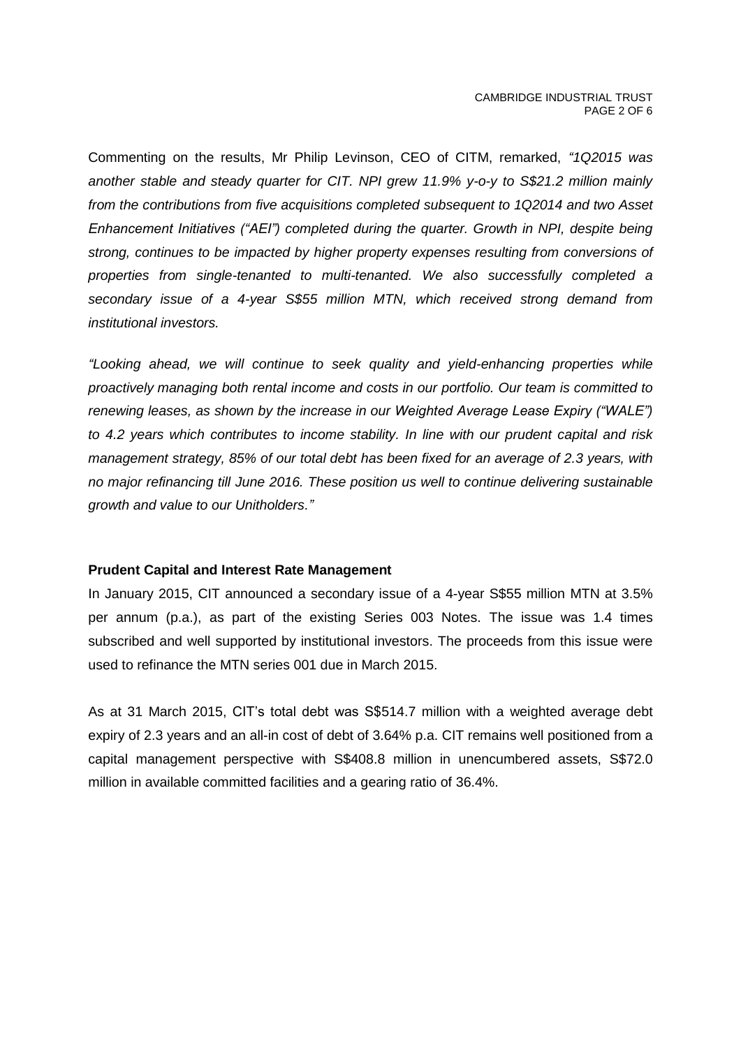Commenting on the results, Mr Philip Levinson, CEO of CITM, remarked, *"1Q2015 was another stable and steady quarter for CIT. NPI grew 11.9% y-o-y to S$21.2 million mainly from the contributions from five acquisitions completed subsequent to 1Q2014 and two Asset Enhancement Initiatives ("AEI") completed during the quarter. Growth in NPI, despite being strong, continues to be impacted by higher property expenses resulting from conversions of properties from single-tenanted to multi-tenanted. We also successfully completed a secondary issue of a 4-year S$55 million MTN, which received strong demand from institutional investors.*

*"Looking ahead, we will continue to seek quality and yield-enhancing properties while proactively managing both rental income and costs in our portfolio. Our team is committed to renewing leases, as shown by the increase in our Weighted Average Lease Expiry ("WALE") to 4.2 years which contributes to income stability. In line with our prudent capital and risk management strategy, 85% of our total debt has been fixed for an average of 2.3 years, with no major refinancing till June 2016. These position us well to continue delivering sustainable growth and value to our Unitholders."*

**Prudent Capital and Interest Rate Management**

In January 2015, CIT announced a secondary issue of a 4-year S$55 million MTN at 3.5% per annum (p.a.), as part of the existing Series 003 Notes. The issue was 1.4 times subscribed and well supported by institutional investors. The proceeds from this issue were used to refinance the MTN series 001 due in March 2015.

As at 31 March 2015, CIT's total debt was S$514.7 million with a weighted average debt expiry of 2.3 years and an all-in cost of debt of 3.64% p.a. CIT remains well positioned from a capital management perspective with S$408.8 million in unencumbered assets, S$72.0 million in available committed facilities and a gearing ratio of 36.4%.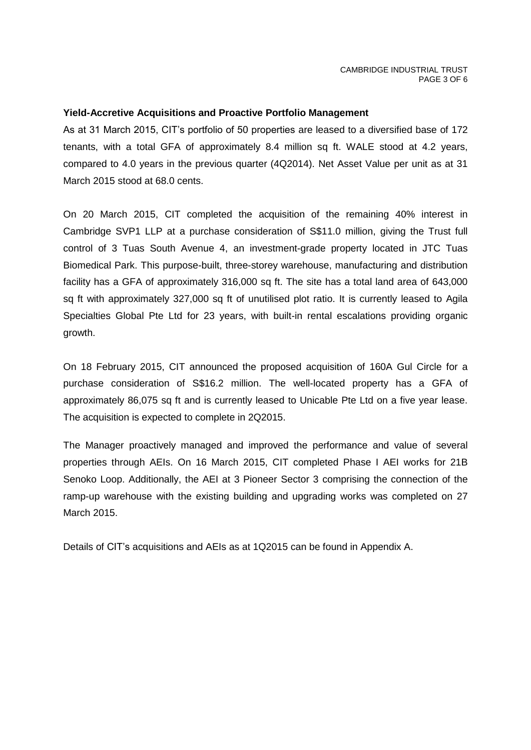**Yield-Accretive Acquisitions and Proactive Portfolio Management**

As at 31 March 2015, CIT's portfolio of 50 properties are leased to a diversified base of 172 tenants, with a total GFA of approximately 8.4 million sq ft. WALE stood at 4.2 years, compared to 4.0 years in the previous quarter (4Q2014). Net Asset Value per unit as at 31 March 2015 stood at 68.0 cents.

On 20 March 2015, CIT completed the acquisition of the remaining 40% interest in Cambridge SVP1 LLP at a purchase consideration of S$11.0 million, giving the Trust full control of 3 Tuas South Avenue 4, an investment-grade property located in JTC Tuas Biomedical Park. This purpose-built, three-storey warehouse, manufacturing and distribution facility has a GFA of approximately 316,000 sq ft. The site has a total land area of 643,000 sq ft with approximately 327,000 sq ft of unutilised plot ratio. It is currently leased to Agila Specialties Global Pte Ltd for 23 years, with built-in rental escalations providing organic growth.

On 18 February 2015, CIT announced the proposed acquisition of 160A Gul Circle for a purchase consideration of S$16.2 million. The well-located property has a GFA of approximately 86,075 sq ft and is currently leased to Unicable Pte Ltd on a five year lease. The acquisition is expected to complete in 2Q2015.

The Manager proactively managed and improved the performance and value of several properties through AEIs. On 16 March 2015, CIT completed Phase I AEI works for 21B Senoko Loop. Additionally, the AEI at 3 Pioneer Sector 3 comprising the connection of the ramp-up warehouse with the existing building and upgrading works was completed on 27 March 2015.

Details of CIT's acquisitions and AEIs as at 1Q2015 can be found in Appendix A.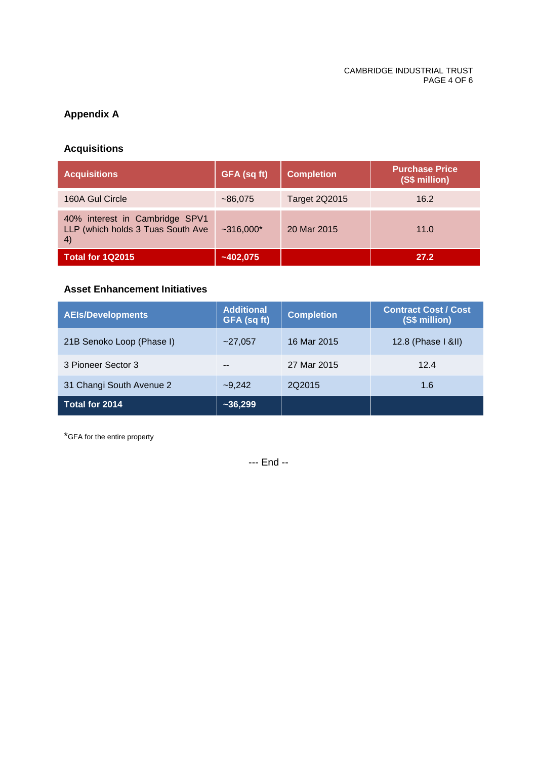## Appendix A

### Acquisitions

| Acquisitions | GFA (sq ft) | Completion | Purchase Price (S$ million) |
|---|---|---|---|
| 160A Gul Circle | ~86,075 | Target 2Q2015 | 16.2 |
| 40% interest in Cambridge SPV1 LLP (which holds 3 Tuas South Ave 4) | ~316,000* | 20 Mar 2015 | 11.0 |
| **Total for 1Q2015** | **~402,075** | | **27.2** |

### Asset Enhancement Initiatives

| AEIs/Developments | Additional GFA (sq ft) | Completion | Contract Cost / Cost (S$ million) |
|---|---|---|---|
| 21B Senoko Loop (Phase I) | ~27,057 | 16 Mar 2015 | 12.8 (Phase I &II) |
| 3 Pioneer Sector 3 | -- | 27 Mar 2015 | 12.4 |
| 31 Changi South Avenue 2 | ~9,242 | 2Q2015 | 1.6 |
| **Total for 2014** | **~36,299** | | |

*GFA for the entire property

--- End --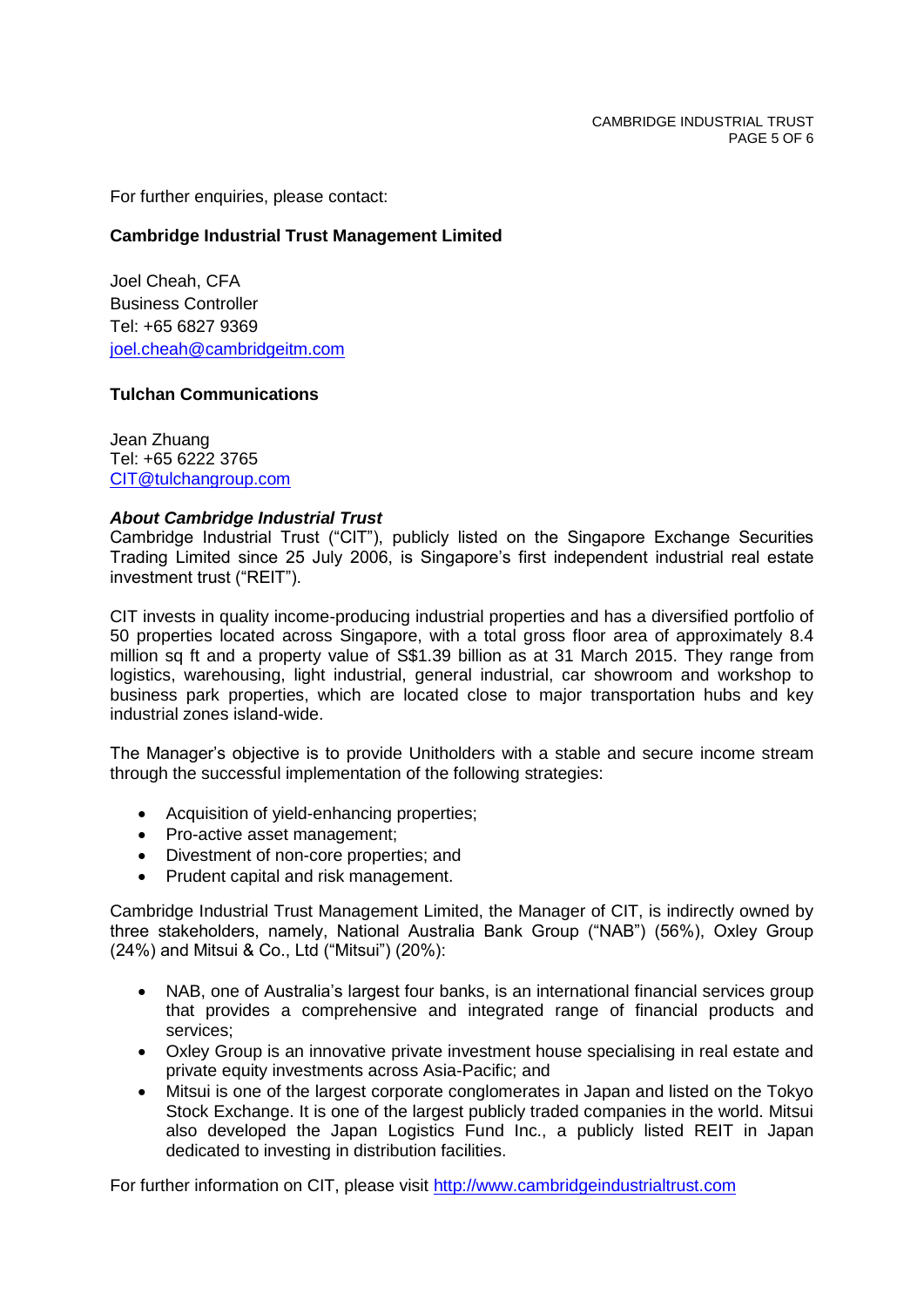For further enquiries, please contact:

**Cambridge Industrial Trust Management Limited**

Joel Cheah, CFA  
Business Controller  
Tel: +65 6827 9369  
joel.cheah@cambridgeitm.com

**Tulchan Communications**

Jean Zhuang  
Tel: +65 6222 3765  
CIT@tulchangroup.com

***About Cambridge Industrial Trust***

Cambridge Industrial Trust ("CIT"), publicly listed on the Singapore Exchange Securities Trading Limited since 25 July 2006, is Singapore's first independent industrial real estate investment trust ("REIT").

CIT invests in quality income-producing industrial properties and has a diversified portfolio of 50 properties located across Singapore, with a total gross floor area of approximately 8.4 million sq ft and a property value of S$1.39 billion as at 31 March 2015. They range from logistics, warehousing, light industrial, general industrial, car showroom and workshop to business park properties, which are located close to major transportation hubs and key industrial zones island-wide.

The Manager's objective is to provide Unitholders with a stable and secure income stream through the successful implementation of the following strategies:

- Acquisition of yield-enhancing properties;
- Pro-active asset management;
- Divestment of non-core properties; and
- Prudent capital and risk management.

Cambridge Industrial Trust Management Limited, the Manager of CIT, is indirectly owned by three stakeholders, namely, National Australia Bank Group ("NAB") (56%), Oxley Group (24%) and Mitsui & Co., Ltd ("Mitsui") (20%):

- NAB, one of Australia's largest four banks, is an international financial services group that provides a comprehensive and integrated range of financial products and services;
- Oxley Group is an innovative private investment house specialising in real estate and private equity investments across Asia-Pacific; and
- Mitsui is one of the largest corporate conglomerates in Japan and listed on the Tokyo Stock Exchange. It is one of the largest publicly traded companies in the world. Mitsui also developed the Japan Logistics Fund Inc., a publicly listed REIT in Japan dedicated to investing in distribution facilities.

For further information on CIT, please visit http://www.cambridgeindustrialtrust.com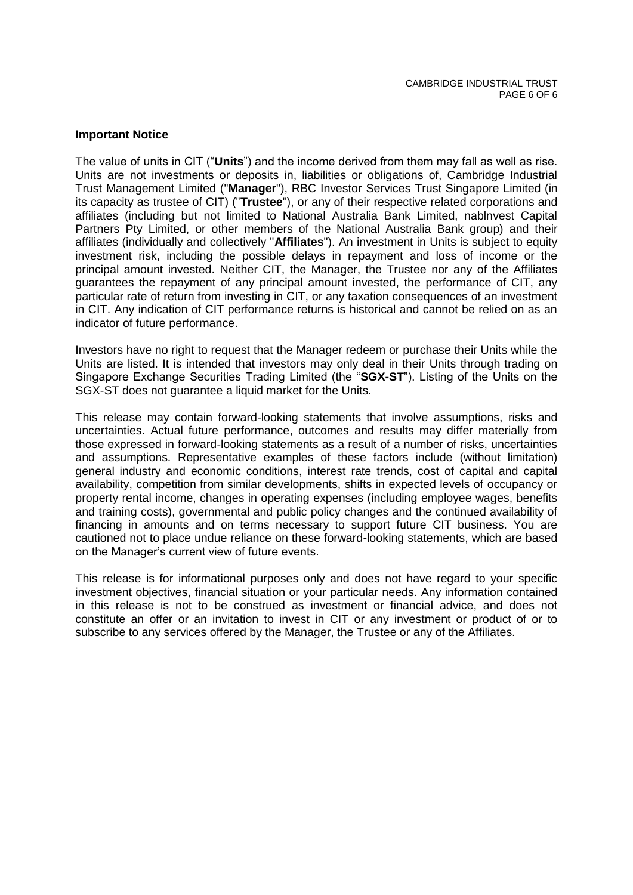**Important Notice**

The value of units in CIT ("**Units**") and the income derived from them may fall as well as rise. Units are not investments or deposits in, liabilities or obligations of, Cambridge Industrial Trust Management Limited ("**Manager**"), RBC Investor Services Trust Singapore Limited (in its capacity as trustee of CIT) ("**Trustee**"), or any of their respective related corporations and affiliates (including but not limited to National Australia Bank Limited, nablnvest Capital Partners Pty Limited, or other members of the National Australia Bank group) and their affiliates (individually and collectively "**Affiliates**"). An investment in Units is subject to equity investment risk, including the possible delays in repayment and loss of income or the principal amount invested. Neither CIT, the Manager, the Trustee nor any of the Affiliates guarantees the repayment of any principal amount invested, the performance of CIT, any particular rate of return from investing in CIT, or any taxation consequences of an investment in CIT. Any indication of CIT performance returns is historical and cannot be relied on as an indicator of future performance.

Investors have no right to request that the Manager redeem or purchase their Units while the Units are listed. It is intended that investors may only deal in their Units through trading on Singapore Exchange Securities Trading Limited (the "**SGX-ST**"). Listing of the Units on the SGX-ST does not guarantee a liquid market for the Units.

This release may contain forward-looking statements that involve assumptions, risks and uncertainties. Actual future performance, outcomes and results may differ materially from those expressed in forward-looking statements as a result of a number of risks, uncertainties and assumptions. Representative examples of these factors include (without limitation) general industry and economic conditions, interest rate trends, cost of capital and capital availability, competition from similar developments, shifts in expected levels of occupancy or property rental income, changes in operating expenses (including employee wages, benefits and training costs), governmental and public policy changes and the continued availability of financing in amounts and on terms necessary to support future CIT business. You are cautioned not to place undue reliance on these forward-looking statements, which are based on the Manager's current view of future events.

This release is for informational purposes only and does not have regard to your specific investment objectives, financial situation or your particular needs. Any information contained in this release is not to be construed as investment or financial advice, and does not constitute an offer or an invitation to invest in CIT or any investment or product of or to subscribe to any services offered by the Manager, the Trustee or any of the Affiliates.